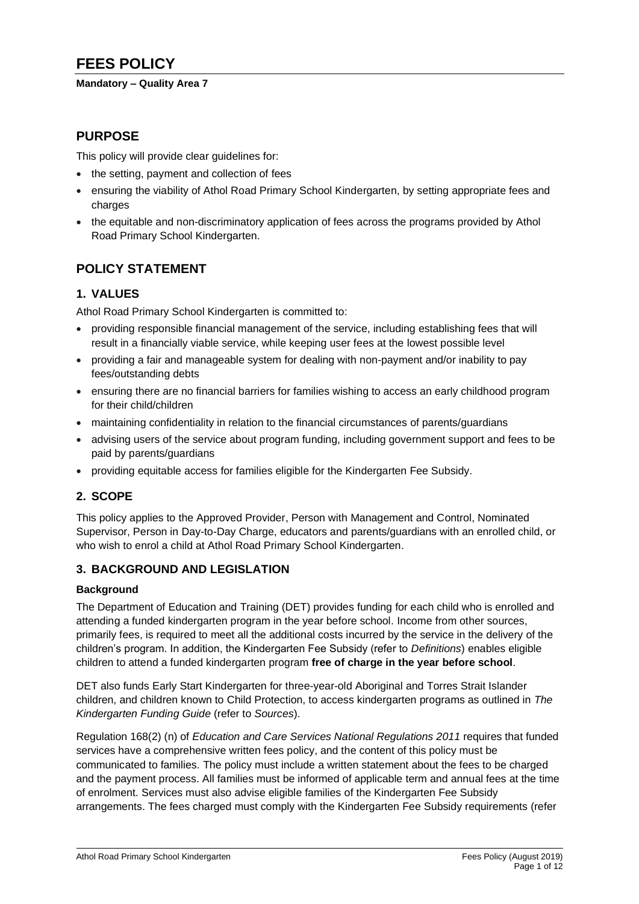# FEES POLICY

**Mandatory – Quality Area 7**

## PURPOSE

This policy will provide clear guidelines for:

- the setting, payment and collection of fees
- ensuring the viability of Athol Road Primary School Kindergarten, by setting appropriate fees and charges
- the equitable and non-discriminatory application of fees across the programs provided by Athol Road Primary School Kindergarten.

## POLICY STATEMENT

### 1. VALUES

Athol Road Primary School Kindergarten is committed to:

- providing responsible financial management of the service, including establishing fees that will result in a financially viable service, while keeping user fees at the lowest possible level
- providing a fair and manageable system for dealing with non-payment and/or inability to pay fees/outstanding debts
- ensuring there are no financial barriers for families wishing to access an early childhood program for their child/children
- maintaining confidentiality in relation to the financial circumstances of parents/guardians
- advising users of the service about program funding, including government support and fees to be paid by parents/guardians
- providing equitable access for families eligible for the Kindergarten Fee Subsidy.

### 2. SCOPE

This policy applies to the Approved Provider, Person with Management and Control, Nominated Supervisor, Person in Day-to-Day Charge, educators and parents/guardians with an enrolled child, or who wish to enrol a child at Athol Road Primary School Kindergarten.

### 3. BACKGROUND AND LEGISLATION

**Background**

The Department of Education and Training (DET) provides funding for each child who is enrolled and attending a funded kindergarten program in the year before school. Income from other sources, primarily fees, is required to meet all the additional costs incurred by the service in the delivery of the children's program. In addition, the Kindergarten Fee Subsidy (refer to *Definitions*) enables eligible children to attend a funded kindergarten program **free of charge in the year before school**.

DET also funds Early Start Kindergarten for three-year-old Aboriginal and Torres Strait Islander children, and children known to Child Protection, to access kindergarten programs as outlined in *The Kindergarten Funding Guide* (refer to *Sources*).

Regulation 168(2) (n) of *Education and Care Services National Regulations 2011* requires that funded services have a comprehensive written fees policy, and the content of this policy must be communicated to families. The policy must include a written statement about the fees to be charged and the payment process. All families must be informed of applicable term and annual fees at the time of enrolment. Services must also advise eligible families of the Kindergarten Fee Subsidy arrangements. The fees charged must comply with the Kindergarten Fee Subsidy requirements (refer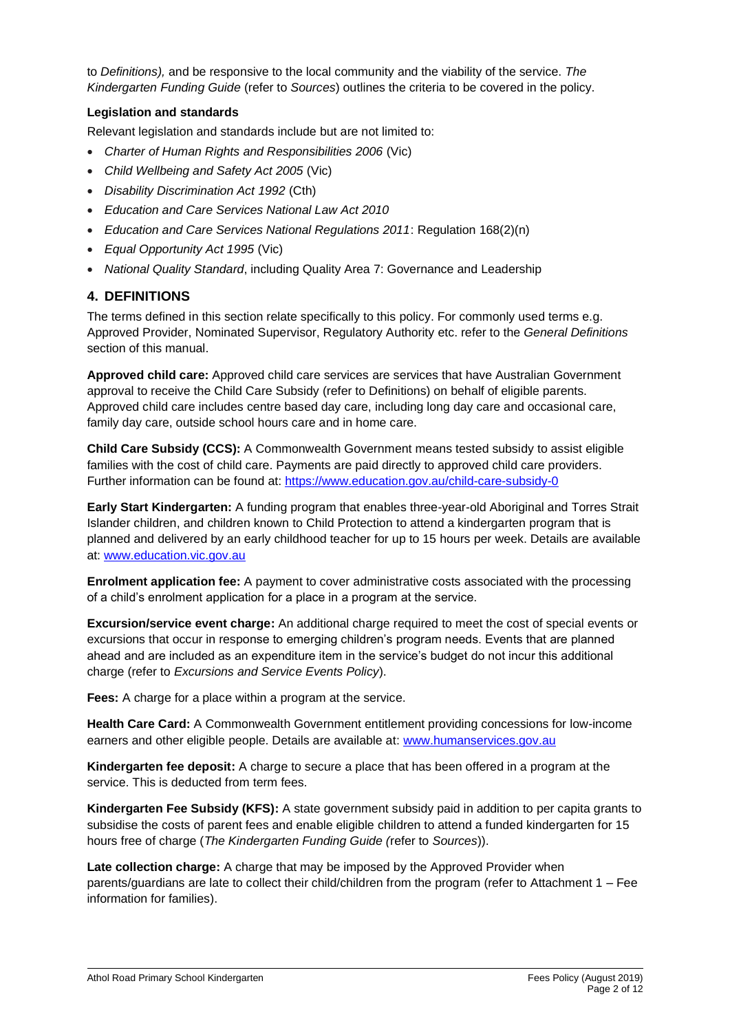to *Definitions),* and be responsive to the local community and the viability of the service. *The Kindergarten Funding Guide* (refer to *Sources*) outlines the criteria to be covered in the policy.

**Legislation and standards**

Relevant legislation and standards include but are not limited to:

- *Charter of Human Rights and Responsibilities 2006* (Vic)
- *Child Wellbeing and Safety Act 2005* (Vic)
- *Disability Discrimination Act 1992* (Cth)
- *Education and Care Services National Law Act 2010*
- *Education and Care Services National Regulations 2011*: Regulation 168(2)(n)
- *Equal Opportunity Act 1995* (Vic)
- *National Quality Standard*, including Quality Area 7: Governance and Leadership

## 4. DEFINITIONS

The terms defined in this section relate specifically to this policy. For commonly used terms e.g. Approved Provider, Nominated Supervisor, Regulatory Authority etc. refer to the *General Definitions* section of this manual.

**Approved child care:** Approved child care services are services that have Australian Government approval to receive the Child Care Subsidy (refer to Definitions) on behalf of eligible parents. Approved child care includes centre based day care, including long day care and occasional care, family day care, outside school hours care and in home care.

**Child Care Subsidy (CCS):** A Commonwealth Government means tested subsidy to assist eligible families with the cost of child care. Payments are paid directly to approved child care providers. Further information can be found at: https://www.education.gov.au/child-care-subsidy-0

**Early Start Kindergarten:** A funding program that enables three-year-old Aboriginal and Torres Strait Islander children, and children known to Child Protection to attend a kindergarten program that is planned and delivered by an early childhood teacher for up to 15 hours per week. Details are available at: www.education.vic.gov.au

**Enrolment application fee:** A payment to cover administrative costs associated with the processing of a child's enrolment application for a place in a program at the service.

**Excursion/service event charge:** An additional charge required to meet the cost of special events or excursions that occur in response to emerging children's program needs. Events that are planned ahead and are included as an expenditure item in the service's budget do not incur this additional charge (refer to *Excursions and Service Events Policy*).

**Fees:** A charge for a place within a program at the service.

**Health Care Card:** A Commonwealth Government entitlement providing concessions for low-income earners and other eligible people. Details are available at: www.humanservices.gov.au

**Kindergarten fee deposit:** A charge to secure a place that has been offered in a program at the service. This is deducted from term fees.

**Kindergarten Fee Subsidy (KFS):** A state government subsidy paid in addition to per capita grants to subsidise the costs of parent fees and enable eligible children to attend a funded kindergarten for 15 hours free of charge (*The Kindergarten Funding Guide (*refer to *Sources*)).

**Late collection charge:** A charge that may be imposed by the Approved Provider when parents/guardians are late to collect their child/children from the program (refer to Attachment 1 – Fee information for families).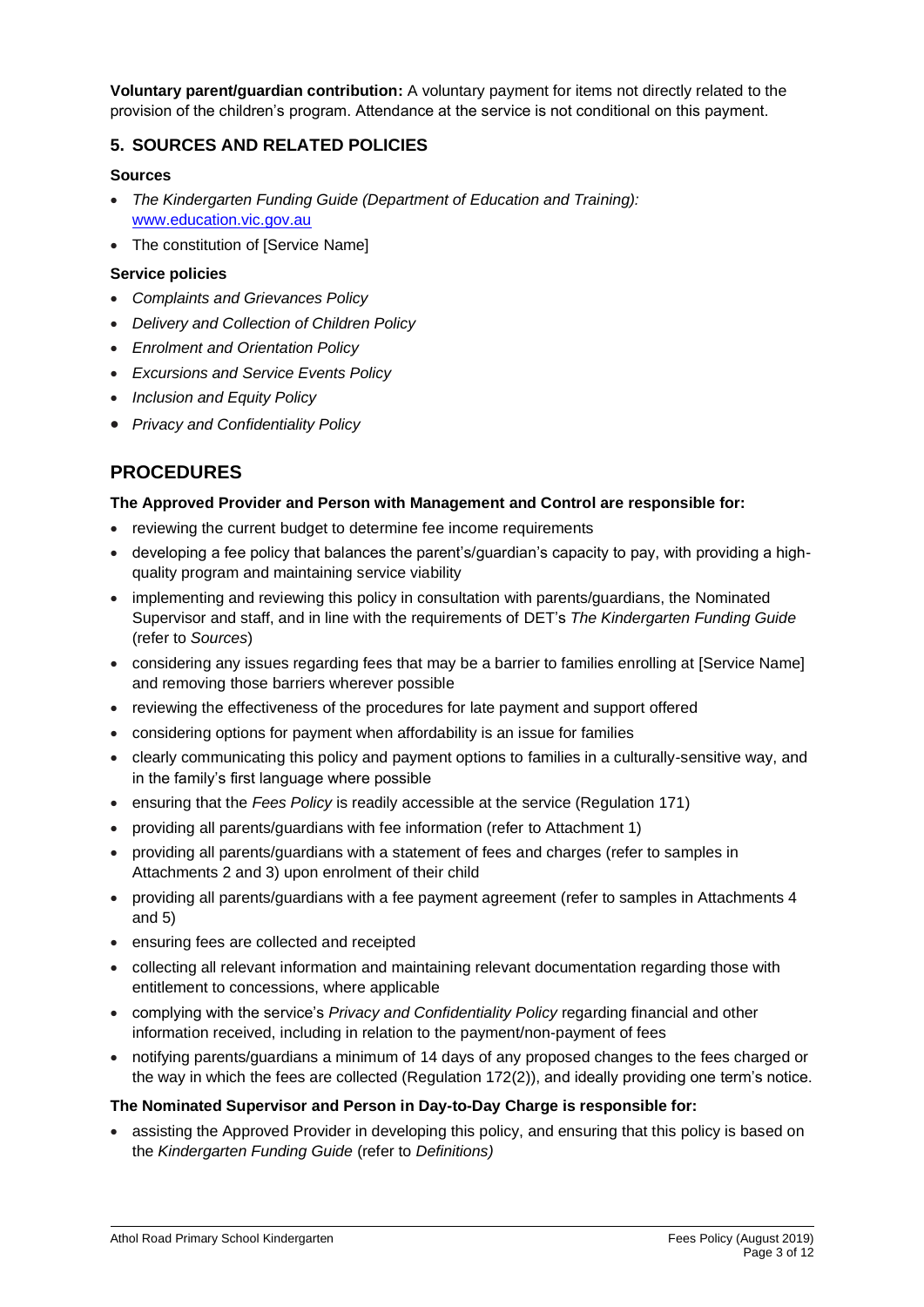**Voluntary parent/guardian contribution:** A voluntary payment for items not directly related to the provision of the children's program. Attendance at the service is not conditional on this payment.

## 5. SOURCES AND RELATED POLICIES

### Sources

- *The Kindergarten Funding Guide (Department of Education and Training):* www.education.vic.gov.au
- The constitution of [Service Name]

### Service policies

- *Complaints and Grievances Policy*
- *Delivery and Collection of Children Policy*
- *Enrolment and Orientation Policy*
- *Excursions and Service Events Policy*
- *Inclusion and Equity Policy*
- *Privacy and Confidentiality Policy*

# PROCEDURES

**The Approved Provider and Person with Management and Control are responsible for:**

- reviewing the current budget to determine fee income requirements
- developing a fee policy that balances the parent's/guardian's capacity to pay, with providing a high-quality program and maintaining service viability
- implementing and reviewing this policy in consultation with parents/guardians, the Nominated Supervisor and staff, and in line with the requirements of DET's *The Kindergarten Funding Guide* (refer to *Sources*)
- considering any issues regarding fees that may be a barrier to families enrolling at [Service Name] and removing those barriers wherever possible
- reviewing the effectiveness of the procedures for late payment and support offered
- considering options for payment when affordability is an issue for families
- clearly communicating this policy and payment options to families in a culturally-sensitive way, and in the family's first language where possible
- ensuring that the *Fees Policy* is readily accessible at the service (Regulation 171)
- providing all parents/guardians with fee information (refer to Attachment 1)
- providing all parents/guardians with a statement of fees and charges (refer to samples in Attachments 2 and 3) upon enrolment of their child
- providing all parents/guardians with a fee payment agreement (refer to samples in Attachments 4 and 5)
- ensuring fees are collected and receipted
- collecting all relevant information and maintaining relevant documentation regarding those with entitlement to concessions, where applicable
- complying with the service's *Privacy and Confidentiality Policy* regarding financial and other information received, including in relation to the payment/non-payment of fees
- notifying parents/guardians a minimum of 14 days of any proposed changes to the fees charged or the way in which the fees are collected (Regulation 172(2)), and ideally providing one term's notice.

**The Nominated Supervisor and Person in Day-to-Day Charge is responsible for:**

- assisting the Approved Provider in developing this policy, and ensuring that this policy is based on the *Kindergarten Funding Guide* (refer to *Definitions)*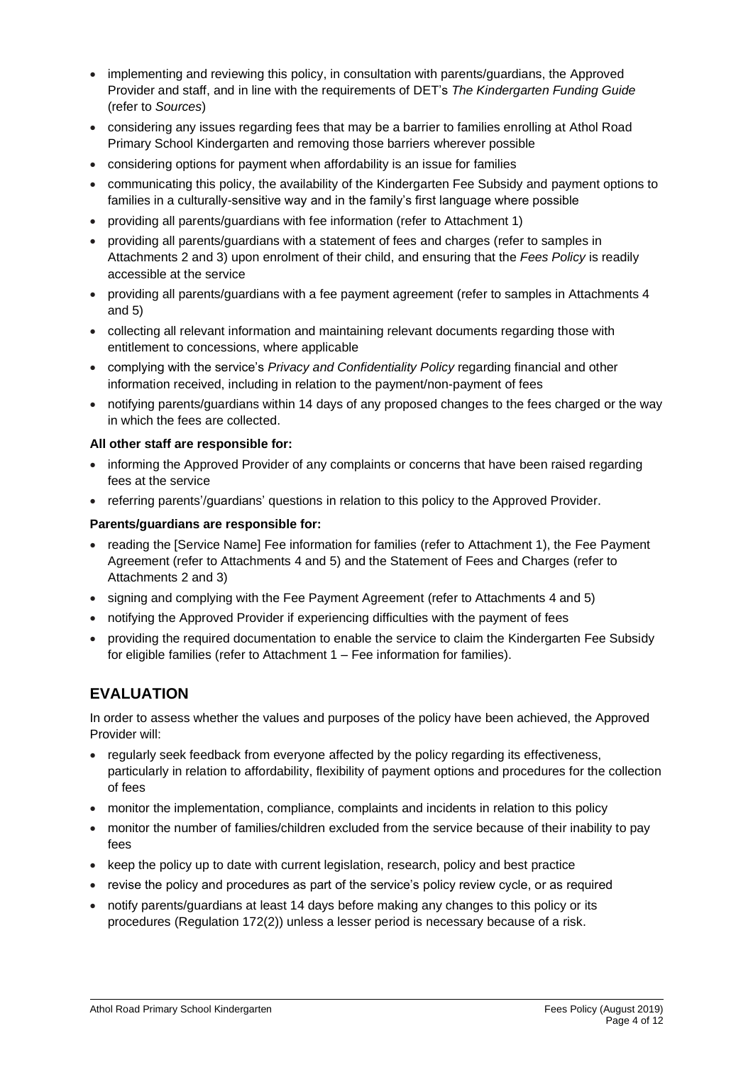- implementing and reviewing this policy, in consultation with parents/guardians, the Approved Provider and staff, and in line with the requirements of DET's *The Kindergarten Funding Guide* (refer to *Sources*)
- considering any issues regarding fees that may be a barrier to families enrolling at Athol Road Primary School Kindergarten and removing those barriers wherever possible
- considering options for payment when affordability is an issue for families
- communicating this policy, the availability of the Kindergarten Fee Subsidy and payment options to families in a culturally-sensitive way and in the family's first language where possible
- providing all parents/guardians with fee information (refer to Attachment 1)
- providing all parents/guardians with a statement of fees and charges (refer to samples in Attachments 2 and 3) upon enrolment of their child, and ensuring that the *Fees Policy* is readily accessible at the service
- providing all parents/guardians with a fee payment agreement (refer to samples in Attachments 4 and 5)
- collecting all relevant information and maintaining relevant documents regarding those with entitlement to concessions, where applicable
- complying with the service's *Privacy and Confidentiality Policy* regarding financial and other information received, including in relation to the payment/non-payment of fees
- notifying parents/guardians within 14 days of any proposed changes to the fees charged or the way in which the fees are collected.

**All other staff are responsible for:**

- informing the Approved Provider of any complaints or concerns that have been raised regarding fees at the service
- referring parents'/guardians' questions in relation to this policy to the Approved Provider.

**Parents/guardians are responsible for:**

- reading the [Service Name] Fee information for families (refer to Attachment 1), the Fee Payment Agreement (refer to Attachments 4 and 5) and the Statement of Fees and Charges (refer to Attachments 2 and 3)
- signing and complying with the Fee Payment Agreement (refer to Attachments 4 and 5)
- notifying the Approved Provider if experiencing difficulties with the payment of fees
- providing the required documentation to enable the service to claim the Kindergarten Fee Subsidy for eligible families (refer to Attachment 1 – Fee information for families).

## EVALUATION

In order to assess whether the values and purposes of the policy have been achieved, the Approved Provider will:

- regularly seek feedback from everyone affected by the policy regarding its effectiveness, particularly in relation to affordability, flexibility of payment options and procedures for the collection of fees
- monitor the implementation, compliance, complaints and incidents in relation to this policy
- monitor the number of families/children excluded from the service because of their inability to pay fees
- keep the policy up to date with current legislation, research, policy and best practice
- revise the policy and procedures as part of the service's policy review cycle, or as required
- notify parents/guardians at least 14 days before making any changes to this policy or its procedures (Regulation 172(2)) unless a lesser period is necessary because of a risk.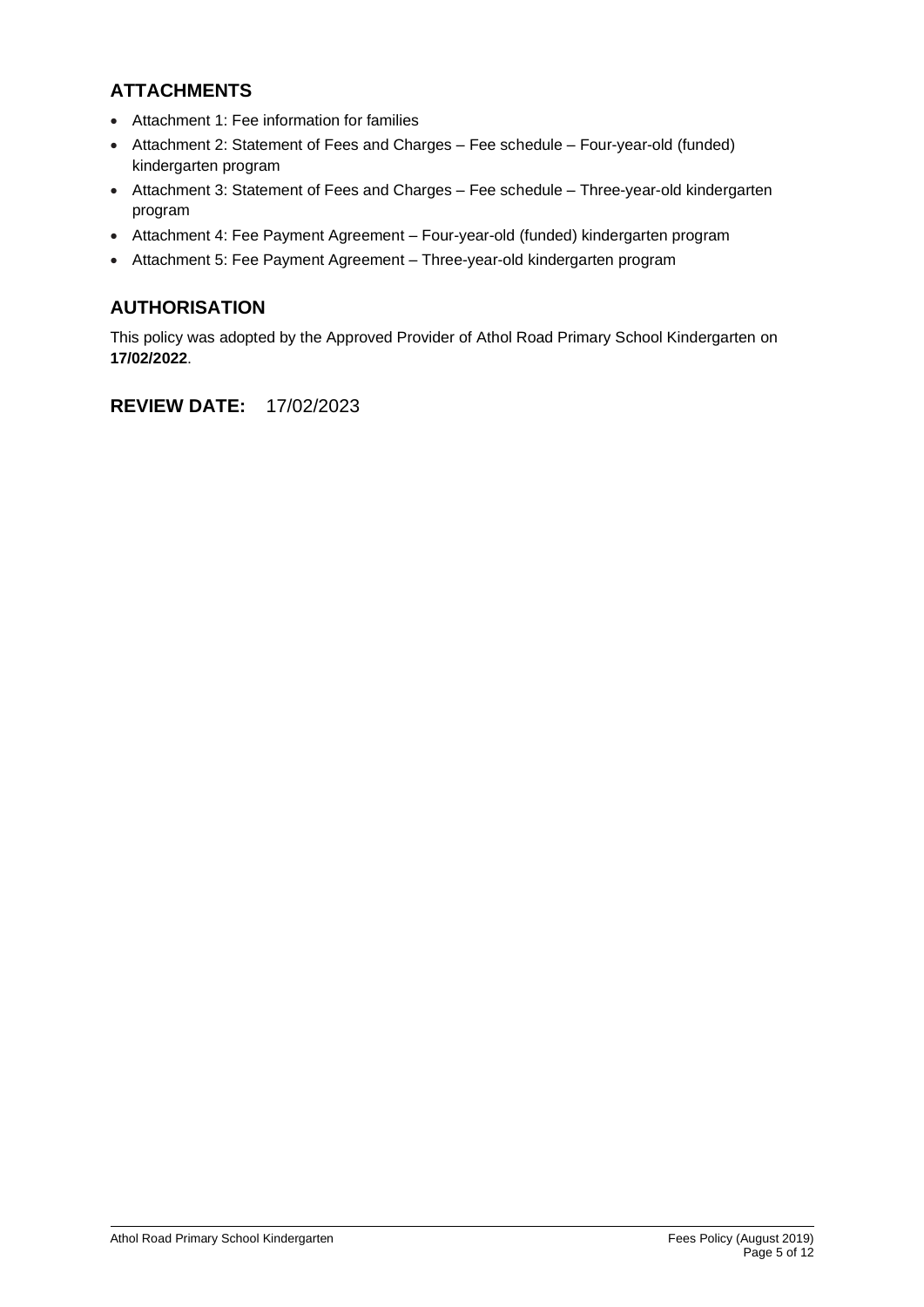## ATTACHMENTS

- Attachment 1: Fee information for families
- Attachment 2: Statement of Fees and Charges – Fee schedule – Four-year-old (funded) kindergarten program
- Attachment 3: Statement of Fees and Charges – Fee schedule – Three-year-old kindergarten program
- Attachment 4: Fee Payment Agreement – Four-year-old (funded) kindergarten program
- Attachment 5: Fee Payment Agreement – Three-year-old kindergarten program

## AUTHORISATION

This policy was adopted by the Approved Provider of Athol Road Primary School Kindergarten on **17/02/2022**.

## REVIEW DATE: 17/02/2023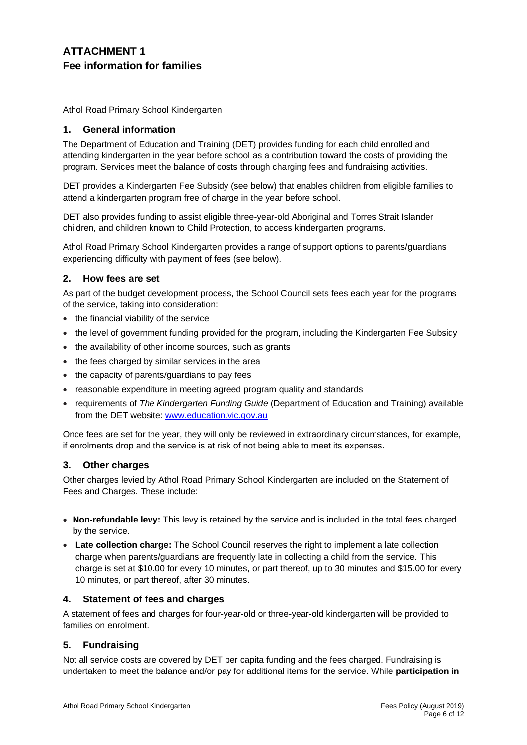# ATTACHMENT 1
## Fee information for families

Athol Road Primary School Kindergarten

### 1. General information

The Department of Education and Training (DET) provides funding for each child enrolled and attending kindergarten in the year before school as a contribution toward the costs of providing the program. Services meet the balance of costs through charging fees and fundraising activities.

DET provides a Kindergarten Fee Subsidy (see below) that enables children from eligible families to attend a kindergarten program free of charge in the year before school.

DET also provides funding to assist eligible three-year-old Aboriginal and Torres Strait Islander children, and children known to Child Protection, to access kindergarten programs.

Athol Road Primary School Kindergarten provides a range of support options to parents/guardians experiencing difficulty with payment of fees (see below).

### 2. How fees are set

As part of the budget development process, the School Council sets fees each year for the programs of the service, taking into consideration:

- the financial viability of the service
- the level of government funding provided for the program, including the Kindergarten Fee Subsidy
- the availability of other income sources, such as grants
- the fees charged by similar services in the area
- the capacity of parents/guardians to pay fees
- reasonable expenditure in meeting agreed program quality and standards
- requirements of *The Kindergarten Funding Guide* (Department of Education and Training) available from the DET website: www.education.vic.gov.au

Once fees are set for the year, they will only be reviewed in extraordinary circumstances, for example, if enrolments drop and the service is at risk of not being able to meet its expenses.

### 3. Other charges

Other charges levied by Athol Road Primary School Kindergarten are included on the Statement of Fees and Charges. These include:

- **Non-refundable levy:** This levy is retained by the service and is included in the total fees charged by the service.
- **Late collection charge:** The School Council reserves the right to implement a late collection charge when parents/guardians are frequently late in collecting a child from the service. This charge is set at $10.00 for every 10 minutes, or part thereof, up to 30 minutes and $15.00 for every 10 minutes, or part thereof, after 30 minutes.

### 4. Statement of fees and charges

A statement of fees and charges for four-year-old or three-year-old kindergarten will be provided to families on enrolment.

### 5. Fundraising

Not all service costs are covered by DET per capita funding and the fees charged. Fundraising is undertaken to meet the balance and/or pay for additional items for the service. While **participation in**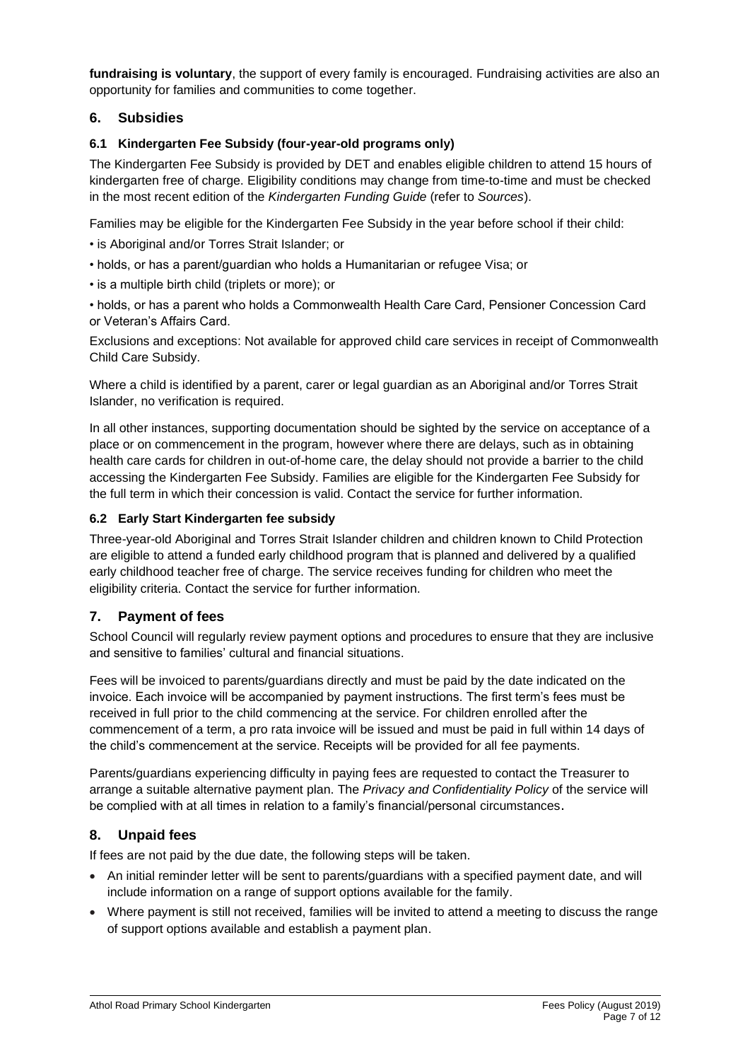**fundraising is voluntary**, the support of every family is encouraged. Fundraising activities are also an opportunity for families and communities to come together.

## 6. Subsidies

### 6.1 Kindergarten Fee Subsidy (four-year-old programs only)

The Kindergarten Fee Subsidy is provided by DET and enables eligible children to attend 15 hours of kindergarten free of charge. Eligibility conditions may change from time-to-time and must be checked in the most recent edition of the *Kindergarten Funding Guide* (refer to *Sources*).

Families may be eligible for the Kindergarten Fee Subsidy in the year before school if their child:

- is Aboriginal and/or Torres Strait Islander; or
- holds, or has a parent/guardian who holds a Humanitarian or refugee Visa; or
- is a multiple birth child (triplets or more); or
- holds, or has a parent who holds a Commonwealth Health Care Card, Pensioner Concession Card or Veteran's Affairs Card.

Exclusions and exceptions: Not available for approved child care services in receipt of Commonwealth Child Care Subsidy.

Where a child is identified by a parent, carer or legal guardian as an Aboriginal and/or Torres Strait Islander, no verification is required.

In all other instances, supporting documentation should be sighted by the service on acceptance of a place or on commencement in the program, however where there are delays, such as in obtaining health care cards for children in out-of-home care, the delay should not provide a barrier to the child accessing the Kindergarten Fee Subsidy. Families are eligible for the Kindergarten Fee Subsidy for the full term in which their concession is valid. Contact the service for further information.

### 6.2 Early Start Kindergarten fee subsidy

Three-year-old Aboriginal and Torres Strait Islander children and children known to Child Protection are eligible to attend a funded early childhood program that is planned and delivered by a qualified early childhood teacher free of charge. The service receives funding for children who meet the eligibility criteria. Contact the service for further information.

## 7. Payment of fees

School Council will regularly review payment options and procedures to ensure that they are inclusive and sensitive to families' cultural and financial situations.

Fees will be invoiced to parents/guardians directly and must be paid by the date indicated on the invoice. Each invoice will be accompanied by payment instructions. The first term's fees must be received in full prior to the child commencing at the service. For children enrolled after the commencement of a term, a pro rata invoice will be issued and must be paid in full within 14 days of the child's commencement at the service. Receipts will be provided for all fee payments.

Parents/guardians experiencing difficulty in paying fees are requested to contact the Treasurer to arrange a suitable alternative payment plan. The *Privacy and Confidentiality Policy* of the service will be complied with at all times in relation to a family's financial/personal circumstances.

## 8. Unpaid fees

If fees are not paid by the due date, the following steps will be taken.

- An initial reminder letter will be sent to parents/guardians with a specified payment date, and will include information on a range of support options available for the family.
- Where payment is still not received, families will be invited to attend a meeting to discuss the range of support options available and establish a payment plan.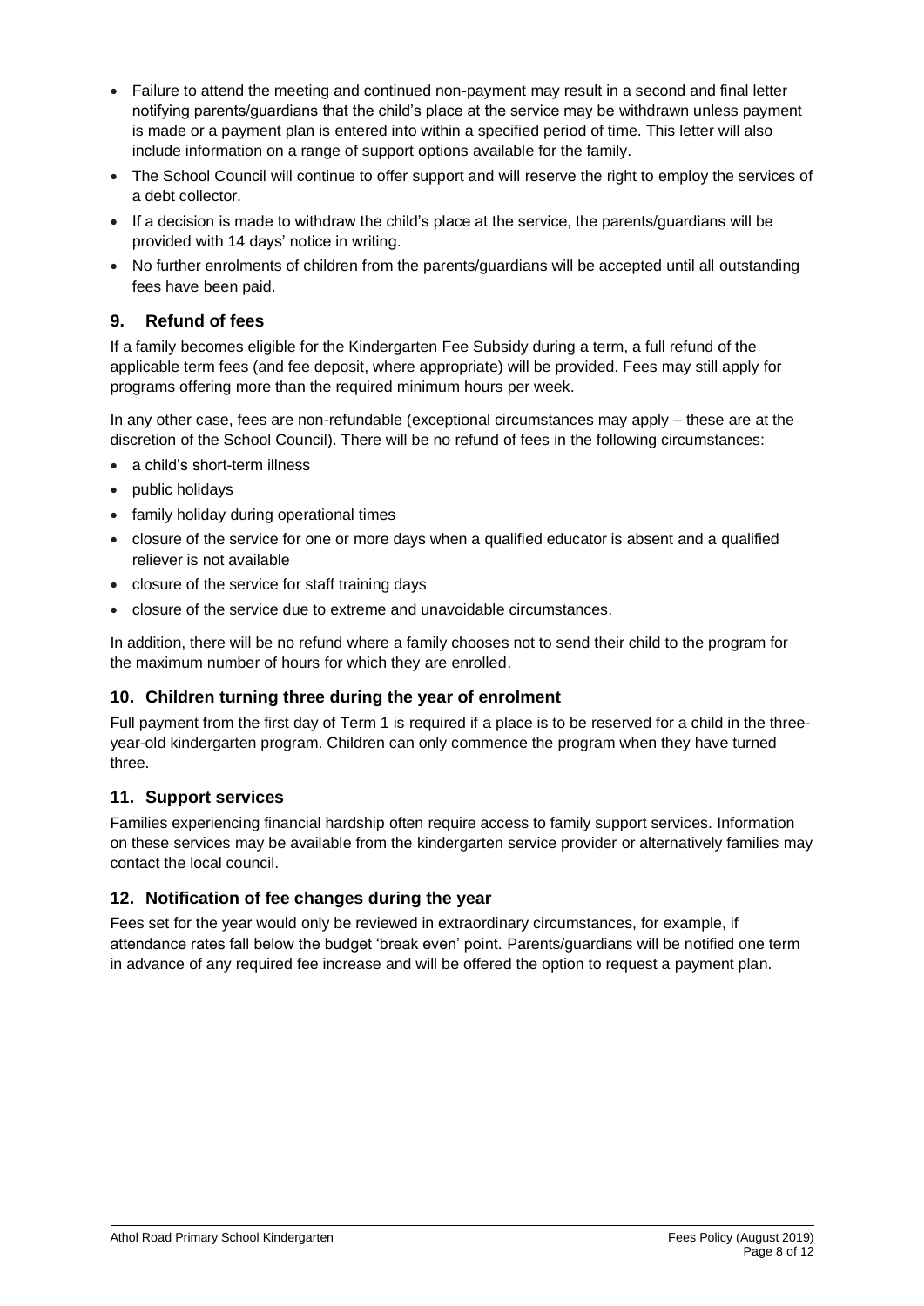- Failure to attend the meeting and continued non-payment may result in a second and final letter notifying parents/guardians that the child's place at the service may be withdrawn unless payment is made or a payment plan is entered into within a specified period of time. This letter will also include information on a range of support options available for the family.
- The School Council will continue to offer support and will reserve the right to employ the services of a debt collector.
- If a decision is made to withdraw the child's place at the service, the parents/guardians will be provided with 14 days' notice in writing.
- No further enrolments of children from the parents/guardians will be accepted until all outstanding fees have been paid.

## 9. Refund of fees

If a family becomes eligible for the Kindergarten Fee Subsidy during a term, a full refund of the applicable term fees (and fee deposit, where appropriate) will be provided. Fees may still apply for programs offering more than the required minimum hours per week.

In any other case, fees are non-refundable (exceptional circumstances may apply – these are at the discretion of the School Council). There will be no refund of fees in the following circumstances:

- a child's short-term illness
- public holidays
- family holiday during operational times
- closure of the service for one or more days when a qualified educator is absent and a qualified reliever is not available
- closure of the service for staff training days
- closure of the service due to extreme and unavoidable circumstances.

In addition, there will be no refund where a family chooses not to send their child to the program for the maximum number of hours for which they are enrolled.

## 10. Children turning three during the year of enrolment

Full payment from the first day of Term 1 is required if a place is to be reserved for a child in the three-year-old kindergarten program. Children can only commence the program when they have turned three.

## 11. Support services

Families experiencing financial hardship often require access to family support services. Information on these services may be available from the kindergarten service provider or alternatively families may contact the local council.

## 12. Notification of fee changes during the year

Fees set for the year would only be reviewed in extraordinary circumstances, for example, if attendance rates fall below the budget 'break even' point. Parents/guardians will be notified one term in advance of any required fee increase and will be offered the option to request a payment plan.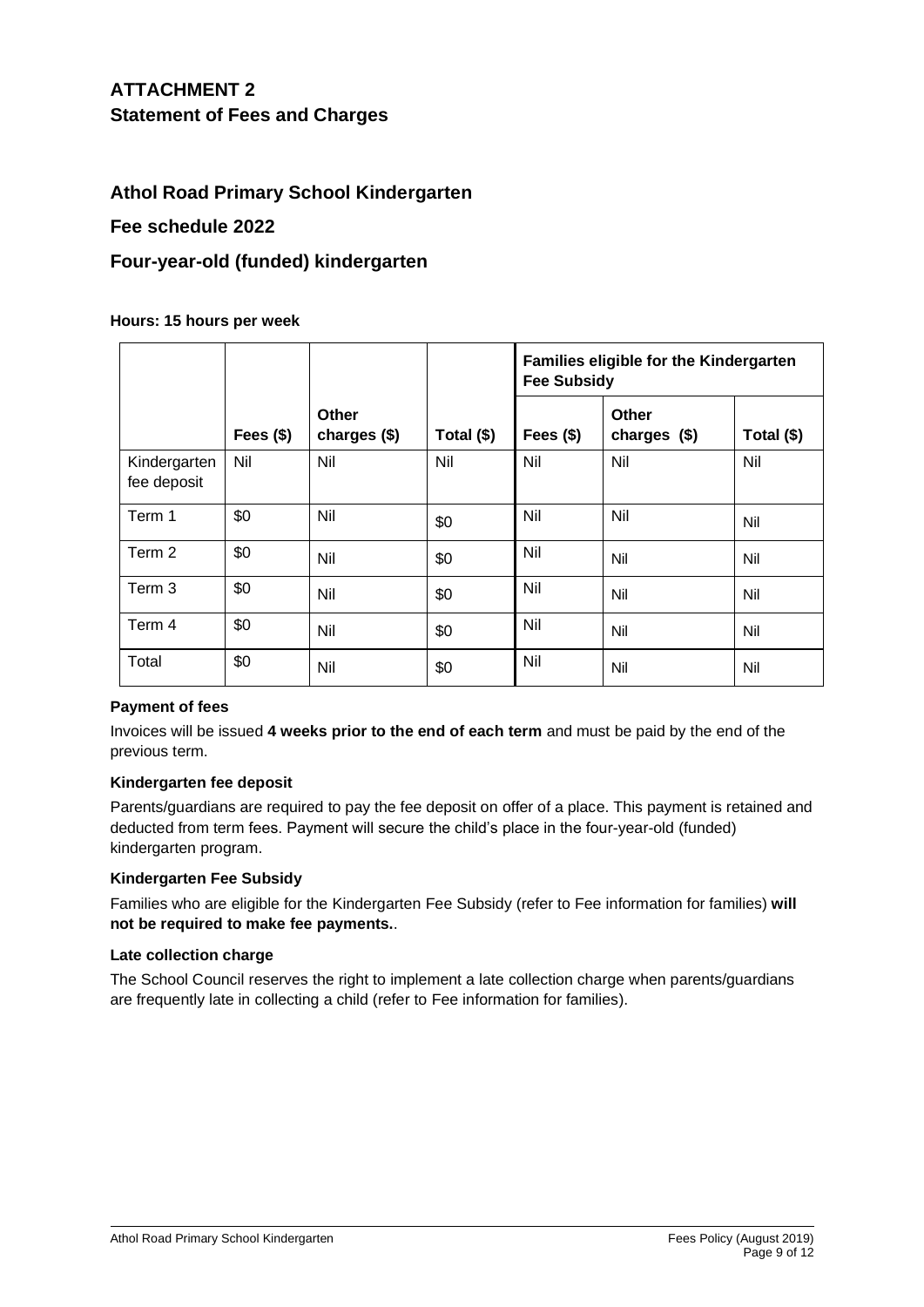# ATTACHMENT 2

## Statement of Fees and Charges

## Athol Road Primary School Kindergarten

## Fee schedule 2022

## Four-year-old (funded) kindergarten

**Hours: 15 hours per week**

| | | | | Families eligible for the Kindergarten Fee Subsidy | | |
|---|---|---|---|---|---|---|
| | Fees ($) | Other charges ($) | Total ($) | Fees ($) | Other charges ($) | Total ($) |
| Kindergarten fee deposit | Nil | Nil | Nil | Nil | Nil | Nil |
| Term 1 | $0 | Nil | $0 | Nil | Nil | Nil |
| Term 2 | $0 | Nil | $0 | Nil | Nil | Nil |
| Term 3 | $0 | Nil | $0 | Nil | Nil | Nil |
| Term 4 | $0 | Nil | $0 | Nil | Nil | Nil |
| Total | $0 | Nil | $0 | Nil | Nil | Nil |

**Payment of fees**

Invoices will be issued **4 weeks prior to the end of each term** and must be paid by the end of the previous term.

**Kindergarten fee deposit**

Parents/guardians are required to pay the fee deposit on offer of a place. This payment is retained and deducted from term fees. Payment will secure the child's place in the four-year-old (funded) kindergarten program.

**Kindergarten Fee Subsidy**

Families who are eligible for the Kindergarten Fee Subsidy (refer to Fee information for families) **will not be required to make fee payments.**.

**Late collection charge**

The School Council reserves the right to implement a late collection charge when parents/guardians are frequently late in collecting a child (refer to Fee information for families).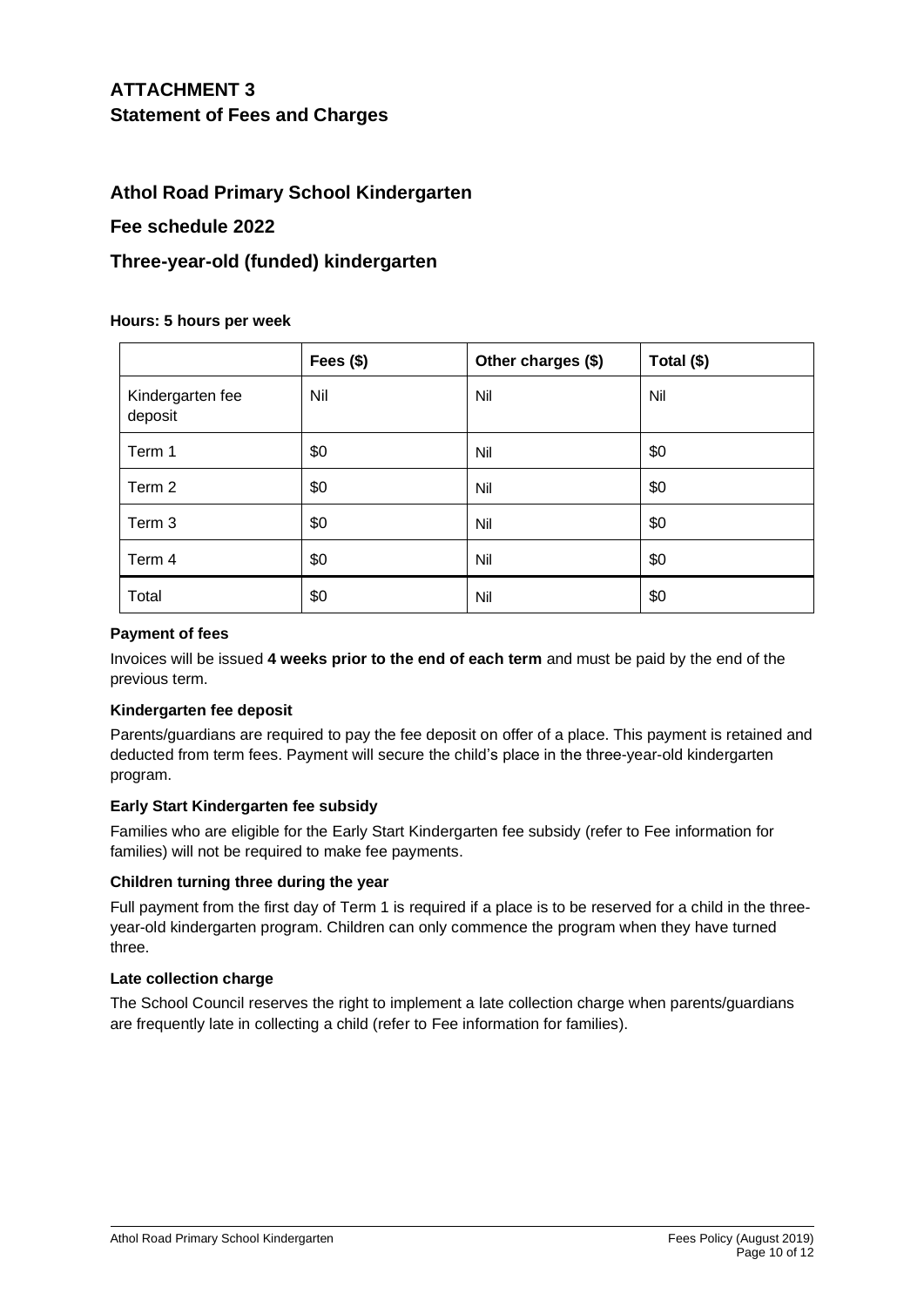# ATTACHMENT 3

## Statement of Fees and Charges

## Athol Road Primary School Kindergarten

## Fee schedule 2022

## Three-year-old (funded) kindergarten

**Hours: 5 hours per week**

| | Fees ($) | Other charges ($) | Total ($) |
|---|---|---|---|
| Kindergarten fee deposit | Nil | Nil | Nil |
| Term 1 | $0 | Nil | $0 |
| Term 2 | $0 | Nil | $0 |
| Term 3 | $0 | Nil | $0 |
| Term 4 | $0 | Nil | $0 |
| Total | $0 | Nil | $0 |

**Payment of fees**

Invoices will be issued **4 weeks prior to the end of each term** and must be paid by the end of the previous term.

**Kindergarten fee deposit**

Parents/guardians are required to pay the fee deposit on offer of a place. This payment is retained and deducted from term fees. Payment will secure the child's place in the three-year-old kindergarten program.

**Early Start Kindergarten fee subsidy**

Families who are eligible for the Early Start Kindergarten fee subsidy (refer to Fee information for families) will not be required to make fee payments.

**Children turning three during the year**

Full payment from the first day of Term 1 is required if a place is to be reserved for a child in the three-year-old kindergarten program. Children can only commence the program when they have turned three.

**Late collection charge**

The School Council reserves the right to implement a late collection charge when parents/guardians are frequently late in collecting a child (refer to Fee information for families).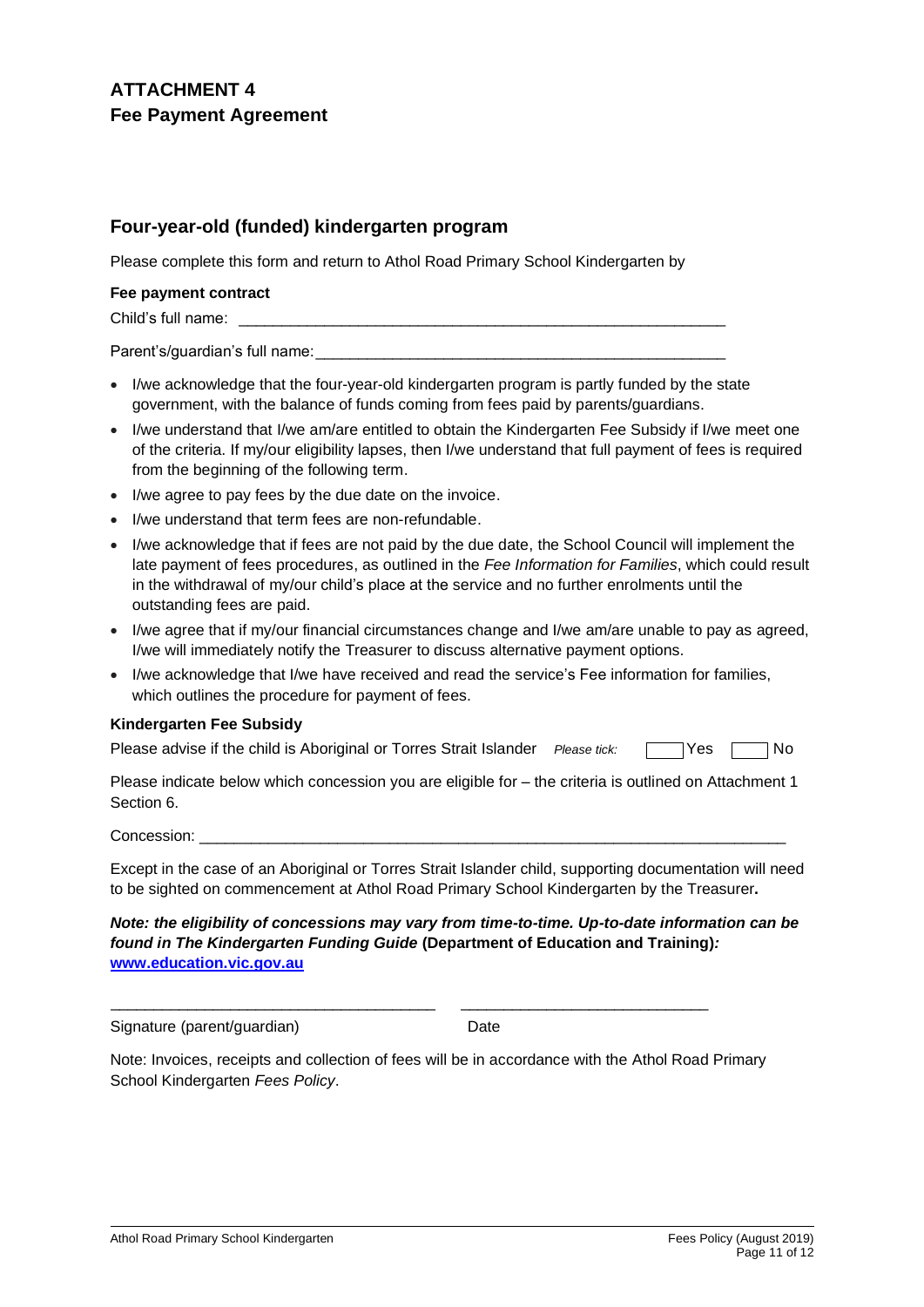# ATTACHMENT 4
## Fee Payment Agreement

### Four-year-old (funded) kindergarten program

Please complete this form and return to Athol Road Primary School Kindergarten by

**Fee payment contract**

Child's full name: ___________________________________________________________

Parent's/guardian's full name: __________________________________________________

- I/we acknowledge that the four-year-old kindergarten program is partly funded by the state government, with the balance of funds coming from fees paid by parents/guardians.
- I/we understand that I/we am/are entitled to obtain the Kindergarten Fee Subsidy if I/we meet one of the criteria. If my/our eligibility lapses, then I/we understand that full payment of fees is required from the beginning of the following term.
- I/we agree to pay fees by the due date on the invoice.
- I/we understand that term fees are non-refundable.
- I/we acknowledge that if fees are not paid by the due date, the School Council will implement the late payment of fees procedures, as outlined in the *Fee Information for Families*, which could result in the withdrawal of my/our child's place at the service and no further enrolments until the outstanding fees are paid.
- I/we agree that if my/our financial circumstances change and I/we am/are unable to pay as agreed, I/we will immediately notify the Treasurer to discuss alternative payment options.
- I/we acknowledge that I/we have received and read the service's Fee information for families, which outlines the procedure for payment of fees.

**Kindergarten Fee Subsidy**

Please advise if the child is Aboriginal or Torres Strait Islander *Please tick:* ☐ Yes ☐ No

Please indicate below which concession you are eligible for – the criteria is outlined on Attachment 1 Section 6.

Concession: ______________________________________________________________________

Except in the case of an Aboriginal or Torres Strait Islander child, supporting documentation will need to be sighted on commencement at Athol Road Primary School Kindergarten by the Treasurer**.**

***Note: the eligibility of concessions may vary from time-to-time. Up-to-date information can be found in The Kindergarten Funding Guide* (Department of Education and Training)*:* [www.education.vic.gov.au](http://www.education.vic.gov.au)**

______________________________________ ____________________________

Signature (parent/guardian) Date

Note: Invoices, receipts and collection of fees will be in accordance with the Athol Road Primary School Kindergarten *Fees Policy*.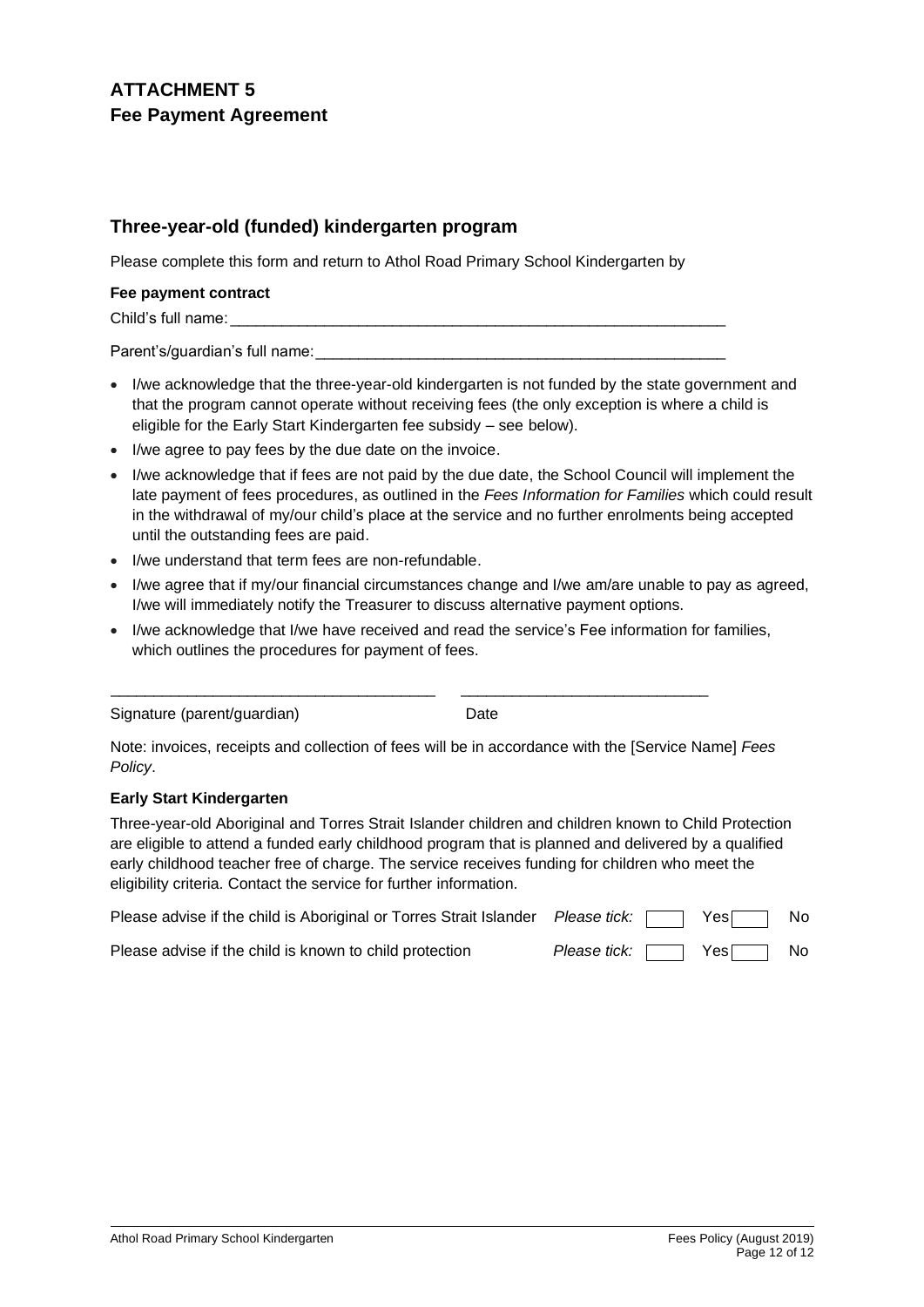## ATTACHMENT 5
## Fee Payment Agreement

### Three-year-old (funded) kindergarten program

Please complete this form and return to Athol Road Primary School Kindergarten by

**Fee payment contract**

Child's full name: ___________________________________________________________

Parent's/guardian's full name: ________________________________________________

- I/we acknowledge that the three-year-old kindergarten is not funded by the state government and that the program cannot operate without receiving fees (the only exception is where a child is eligible for the Early Start Kindergarten fee subsidy – see below).
- I/we agree to pay fees by the due date on the invoice.
- I/we acknowledge that if fees are not paid by the due date, the School Council will implement the late payment of fees procedures, as outlined in the *Fees Information for Families* which could result in the withdrawal of my/our child's place at the service and no further enrolments being accepted until the outstanding fees are paid.
- I/we understand that term fees are non-refundable.
- I/we agree that if my/our financial circumstances change and I/we am/are unable to pay as agreed, I/we will immediately notify the Treasurer to discuss alternative payment options.
- I/we acknowledge that I/we have received and read the service's Fee information for families, which outlines the procedures for payment of fees.

_____________________________________ ____________________________

Signature (parent/guardian) Date

Note: invoices, receipts and collection of fees will be in accordance with the [Service Name] *Fees Policy*.

**Early Start Kindergarten**

Three-year-old Aboriginal and Torres Strait Islander children and children known to Child Protection are eligible to attend a funded early childhood program that is planned and delivered by a qualified early childhood teacher free of charge. The service receives funding for children who meet the eligibility criteria. Contact the service for further information.

Please advise if the child is Aboriginal or Torres Strait Islander *Please tick:* ☐ Yes ☐ No

Please advise if the child is known to child protection *Please tick:* ☐ Yes ☐ No